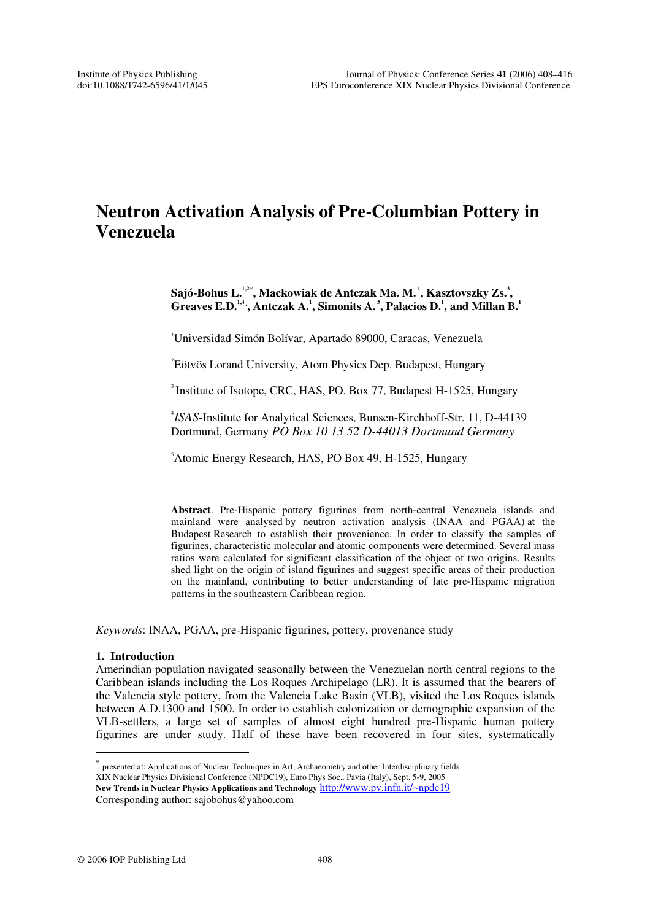# Neutron Activation Analysis of Pre-Columbian Pottery in Venezuela

**Sajó-Bohus L.**[1,2*], **Mackowiak de Antczak Ma. M.**[1], **Kasztovszky Zs.**[3], **Greaves E.D.**[1,4], **Antczak A.**[1], **Simonits A.**[5], **Palacios D.**[1], **and Millan B.**[1]

[1]Universidad Simón Bolívar, Apartado 89000, Caracas, Venezuela

[2]Eötvös Lorand University, Atom Physics Dep. Budapest, Hungary

[3]Institute of Isotope, CRC, HAS, PO. Box 77, Budapest H-1525, Hungary

[4]*ISAS*-Institute for Analytical Sciences, Bunsen-Kirchhoff-Str. 11, D-44139 Dortmund, Germany *PO Box 10 13 52 D-44013 Dortmund Germany*

[5]Atomic Energy Research, HAS, PO Box 49, H-1525, Hungary

**Abstract**. Pre-Hispanic pottery figurines from north-central Venezuela islands and mainland were analysed by neutron activation analysis (INAA and PGAA) at the Budapest Research to establish their provenience. In order to classify the samples of figurines, characteristic molecular and atomic components were determined. Several mass ratios were calculated for significant classification of the object of two origins. Results shed light on the origin of island figurines and suggest specific areas of their production on the mainland, contributing to better understanding of late pre-Hispanic migration patterns in the southeastern Caribbean region.

*Keywords*: INAA, PGAA, pre-Hispanic figurines, pottery, provenance study

## 1. Introduction

Amerindian population navigated seasonally between the Venezuelan north central regions to the Caribbean islands including the Los Roques Archipelago (LR). It is assumed that the bearers of the Valencia style pottery, from the Valencia Lake Basin (VLB), visited the Los Roques islands between A.D.1300 and 1500. In order to establish colonization or demographic expansion of the VLB-settlers, a large set of samples of almost eight hundred pre-Hispanic human pottery figurines are under study. Half of these have been recovered in four sites, systematically

---

[*] presented at: Applications of Nuclear Techniques in Art, Archaeometry and other Interdisciplinary fields
XIX Nuclear Physics Divisional Conference (NPDC19), Euro Phys Soc., Pavia (Italy), Sept. 5-9, 2005
**New Trends in Nuclear Physics Applications and Technology** http://www.pv.infn.it/~npdc19
Corresponding author: sajobohus@yahoo.com

© 2006 IOP Publishing Ltd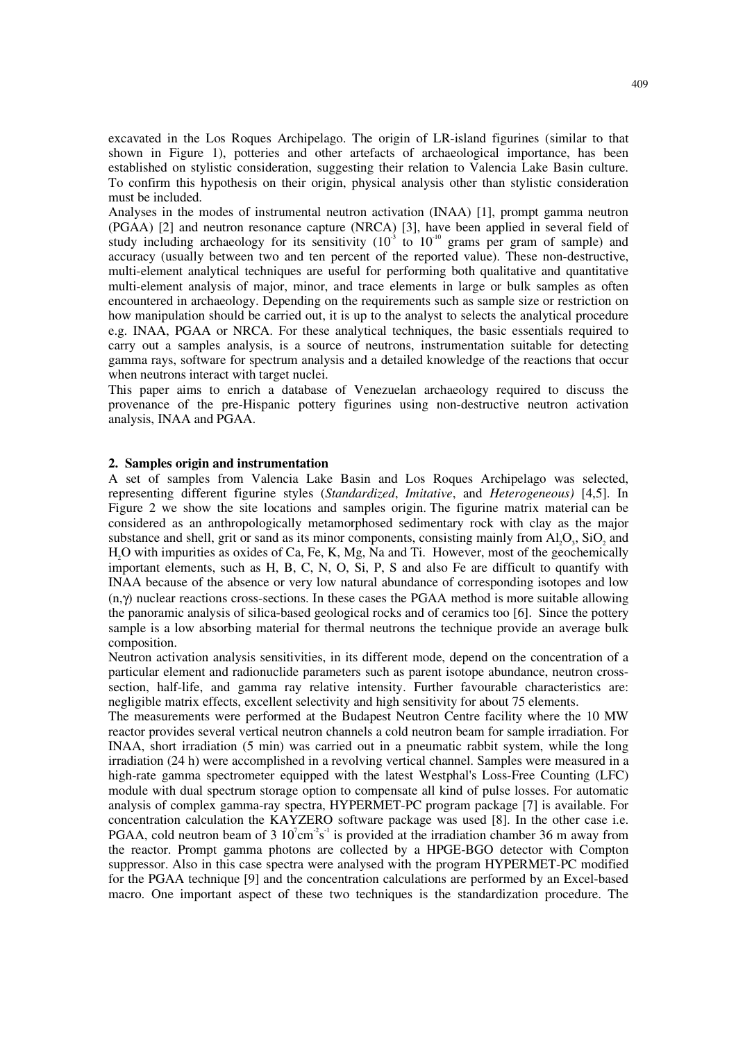excavated in the Los Roques Archipelago. The origin of LR-island figurines (similar to that shown in Figure 1), potteries and other artefacts of archaeological importance, has been established on stylistic consideration, suggesting their relation to Valencia Lake Basin culture. To confirm this hypothesis on their origin, physical analysis other than stylistic consideration must be included.

Analyses in the modes of instrumental neutron activation (INAA) [1], prompt gamma neutron (PGAA) [2] and neutron resonance capture (NRCA) [3], have been applied in several field of study including archaeology for its sensitivity ($10^{-3}$ to $10^{-10}$ grams per gram of sample) and accuracy (usually between two and ten percent of the reported value). These non-destructive, multi-element analytical techniques are useful for performing both qualitative and quantitative multi-element analysis of major, minor, and trace elements in large or bulk samples as often encountered in archaeology. Depending on the requirements such as sample size or restriction on how manipulation should be carried out, it is up to the analyst to selects the analytical procedure e.g. INAA, PGAA or NRCA. For these analytical techniques, the basic essentials required to carry out a samples analysis, is a source of neutrons, instrumentation suitable for detecting gamma rays, software for spectrum analysis and a detailed knowledge of the reactions that occur when neutrons interact with target nuclei.

This paper aims to enrich a database of Venezuelan archaeology required to discuss the provenance of the pre-Hispanic pottery figurines using non-destructive neutron activation analysis, INAA and PGAA.

## 2. Samples origin and instrumentation

A set of samples from Valencia Lake Basin and Los Roques Archipelago was selected, representing different figurine styles (*Standardized*, *Imitative*, and *Heterogeneous)* [4,5]. In Figure 2 we show the site locations and samples origin. The figurine matrix material can be considered as an anthropologically metamorphosed sedimentary rock with clay as the major substance and shell, grit or sand as its minor components, consisting mainly from $Al_2O_3$, $SiO_2$ and $H_2O$ with impurities as oxides of Ca, Fe, K, Mg, Na and Ti. However, most of the geochemically important elements, such as H, B, C, N, O, Si, P, S and also Fe are difficult to quantify with INAA because of the absence or very low natural abundance of corresponding isotopes and low (n,γ) nuclear reactions cross-sections. In these cases the PGAA method is more suitable allowing the panoramic analysis of silica-based geological rocks and of ceramics too [6]. Since the pottery sample is a low absorbing material for thermal neutrons the technique provide an average bulk composition.

Neutron activation analysis sensitivities, in its different mode, depend on the concentration of a particular element and radionuclide parameters such as parent isotope abundance, neutron cross-section, half-life, and gamma ray relative intensity. Further favourable characteristics are: negligible matrix effects, excellent selectivity and high sensitivity for about 75 elements.

The measurements were performed at the Budapest Neutron Centre facility where the 10 MW reactor provides several vertical neutron channels a cold neutron beam for sample irradiation. For INAA, short irradiation (5 min) was carried out in a pneumatic rabbit system, while the long irradiation (24 h) were accomplished in a revolving vertical channel. Samples were measured in a high-rate gamma spectrometer equipped with the latest Westphal's Loss-Free Counting (LFC) module with dual spectrum storage option to compensate all kind of pulse losses. For automatic analysis of complex gamma-ray spectra, HYPERMET-PC program package [7] is available. For concentration calculation the KAYZERO software package was used [8]. In the other case i.e. PGAA, cold neutron beam of 3 $10^{7}cm^{-2}s^{-1}$ is provided at the irradiation chamber 36 m away from the reactor. Prompt gamma photons are collected by a HPGE-BGO detector with Compton suppressor. Also in this case spectra were analysed with the program HYPERMET-PC modified for the PGAA technique [9] and the concentration calculations are performed by an Excel-based macro. One important aspect of these two techniques is the standardization procedure. The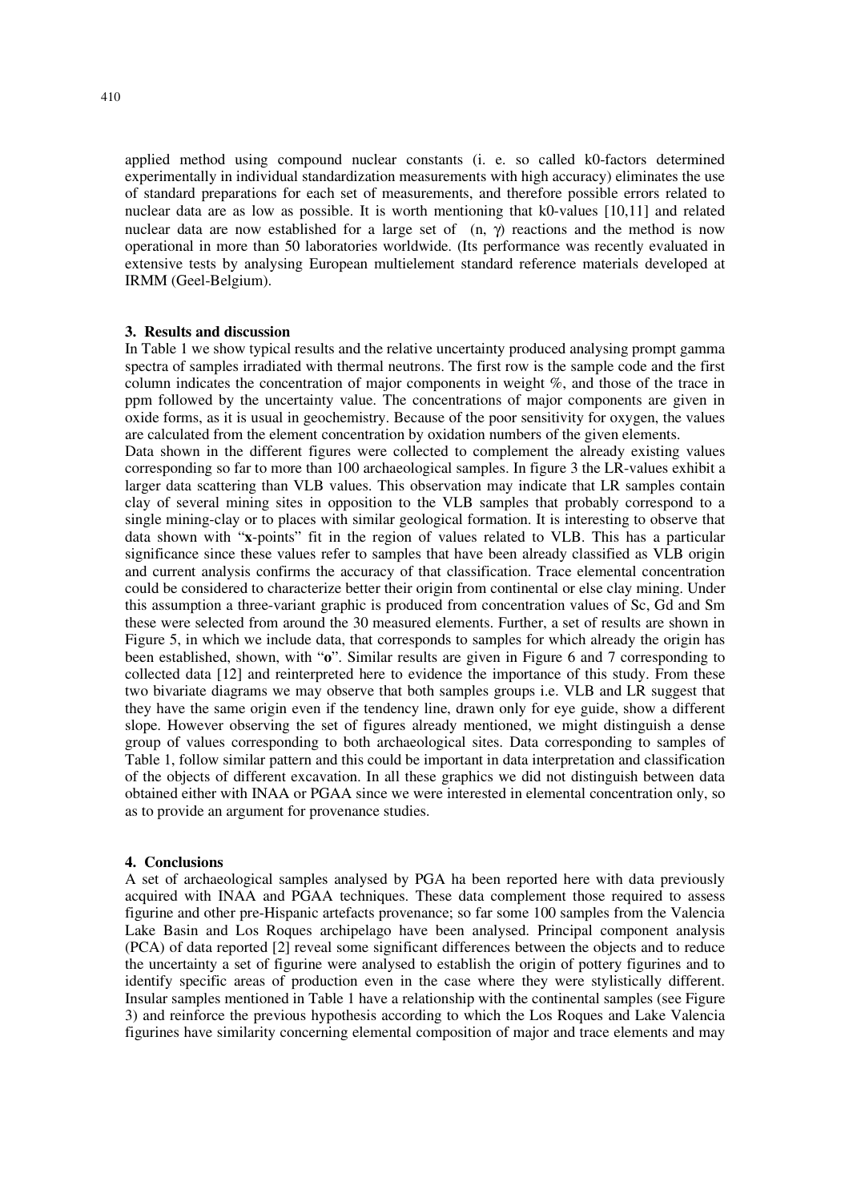applied method using compound nuclear constants (i. e. so called k0-factors determined experimentally in individual standardization measurements with high accuracy) eliminates the use of standard preparations for each set of measurements, and therefore possible errors related to nuclear data are as low as possible. It is worth mentioning that k0-values [10,11] and related nuclear data are now established for a large set of (n, $\gamma$) reactions and the method is now operational in more than 50 laboratories worldwide. (Its performance was recently evaluated in extensive tests by analysing European multielement standard reference materials developed at IRMM (Geel-Belgium).

### 3. Results and discussion

In Table 1 we show typical results and the relative uncertainty produced analysing prompt gamma spectra of samples irradiated with thermal neutrons. The first row is the sample code and the first column indicates the concentration of major components in weight %, and those of the trace in ppm followed by the uncertainty value. The concentrations of major components are given in oxide forms, as it is usual in geochemistry. Because of the poor sensitivity for oxygen, the values are calculated from the element concentration by oxidation numbers of the given elements.

Data shown in the different figures were collected to complement the already existing values corresponding so far to more than 100 archaeological samples. In figure 3 the LR-values exhibit a larger data scattering than VLB values. This observation may indicate that LR samples contain clay of several mining sites in opposition to the VLB samples that probably correspond to a single mining-clay or to places with similar geological formation. It is interesting to observe that data shown with "**x**-points" fit in the region of values related to VLB. This has a particular significance since these values refer to samples that have been already classified as VLB origin and current analysis confirms the accuracy of that classification. Trace elemental concentration could be considered to characterize better their origin from continental or else clay mining. Under this assumption a three-variant graphic is produced from concentration values of Sc, Gd and Sm these were selected from around the 30 measured elements. Further, a set of results are shown in Figure 5, in which we include data, that corresponds to samples for which already the origin has been established, shown, with "**o**". Similar results are given in Figure 6 and 7 corresponding to collected data [12] and reinterpreted here to evidence the importance of this study. From these two bivariate diagrams we may observe that both samples groups i.e. VLB and LR suggest that they have the same origin even if the tendency line, drawn only for eye guide, show a different slope. However observing the set of figures already mentioned, we might distinguish a dense group of values corresponding to both archaeological sites. Data corresponding to samples of Table 1, follow similar pattern and this could be important in data interpretation and classification of the objects of different excavation. In all these graphics we did not distinguish between data obtained either with INAA or PGAA since we were interested in elemental concentration only, so as to provide an argument for provenance studies.

### 4. Conclusions

A set of archaeological samples analysed by PGA ha been reported here with data previously acquired with INAA and PGAA techniques. These data complement those required to assess figurine and other pre-Hispanic artefacts provenance; so far some 100 samples from the Valencia Lake Basin and Los Roques archipelago have been analysed. Principal component analysis (PCA) of data reported [2] reveal some significant differences between the objects and to reduce the uncertainty a set of figurine were analysed to establish the origin of pottery figurines and to identify specific areas of production even in the case where they were stylistically different. Insular samples mentioned in Table 1 have a relationship with the continental samples (see Figure 3) and reinforce the previous hypothesis according to which the Los Roques and Lake Valencia figurines have similarity concerning elemental composition of major and trace elements and may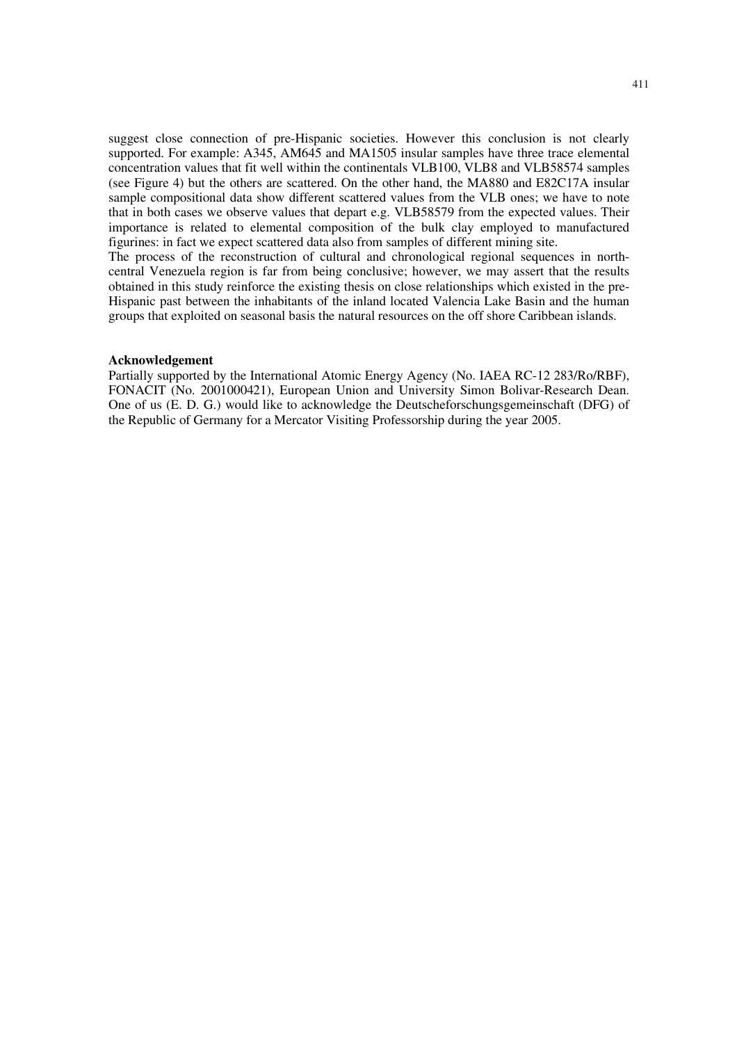suggest close connection of pre-Hispanic societies. However this conclusion is not clearly supported. For example: A345, AM645 and MA1505 insular samples have three trace elemental concentration values that fit well within the continentals VLB100, VLB8 and VLB58574 samples (see Figure 4) but the others are scattered. On the other hand, the MA880 and E82C17A insular sample compositional data show different scattered values from the VLB ones; we have to note that in both cases we observe values that depart e.g. VLB58579 from the expected values. Their importance is related to elemental composition of the bulk clay employed to manufactured figurines: in fact we expect scattered data also from samples of different mining site.

The process of the reconstruction of cultural and chronological regional sequences in north-central Venezuela region is far from being conclusive; however, we may assert that the results obtained in this study reinforce the existing thesis on close relationships which existed in the pre-Hispanic past between the inhabitants of the inland located Valencia Lake Basin and the human groups that exploited on seasonal basis the natural resources on the off shore Caribbean islands.

**Acknowledgement**

Partially supported by the International Atomic Energy Agency (No. IAEA RC-12 283/Ro/RBF), FONACIT (No. 2001000421), European Union and University Simon Bolivar-Research Dean. One of us (E. D. G.) would like to acknowledge the Deutscheforschungsgemeinschaft (DFG) of the Republic of Germany for a Mercator Visiting Professorship during the year 2005.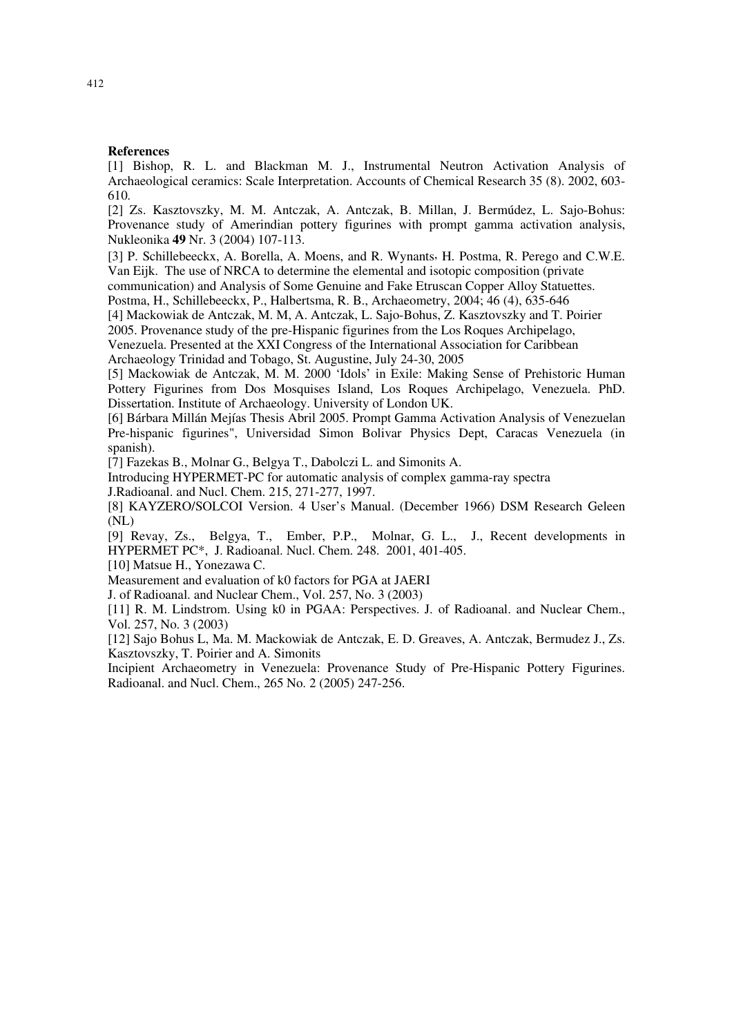**References**

[1] Bishop, R. L. and Blackman M. J., Instrumental Neutron Activation Analysis of Archaeological ceramics: Scale Interpretation. Accounts of Chemical Research 35 (8). 2002, 603-610.

[2] Zs. Kasztovszky, M. M. Antczak, A. Antczak, B. Millan, J. Bermúdez, L. Sajo-Bohus: Provenance study of Amerindian pottery figurines with prompt gamma activation analysis, Nukleonika **49** Nr. 3 (2004) 107-113.

[3] P. Schillebeeckx, A. Borella, A. Moens, and R. Wynants, H. Postma, R. Perego and C.W.E. Van Eijk. The use of NRCA to determine the elemental and isotopic composition (private communication) and Analysis of Some Genuine and Fake Etruscan Copper Alloy Statuettes. Postma, H., Schillebeeckx, P., Halbertsma, R. B., Archaeometry, 2004; 46 (4), 635-646

[4] Mackowiak de Antczak, M. M, A. Antczak, L. Sajo-Bohus, Z. Kasztovszky and T. Poirier 2005. Provenance study of the pre-Hispanic figurines from the Los Roques Archipelago, Venezuela. Presented at the XXI Congress of the International Association for Caribbean Archaeology Trinidad and Tobago, St. Augustine, July 24-30, 2005

[5] Mackowiak de Antczak, M. M. 2000 'Idols' in Exile: Making Sense of Prehistoric Human Pottery Figurines from Dos Mosquises Island, Los Roques Archipelago, Venezuela. PhD. Dissertation. Institute of Archaeology. University of London UK.

[6] Bárbara Millán Mejías Thesis Abril 2005. Prompt Gamma Activation Analysis of Venezuelan Pre-hispanic figurines", Universidad Simon Bolivar Physics Dept, Caracas Venezuela (in spanish).

[7] Fazekas B., Molnar G., Belgya T., Dabolczi L. and Simonits A.
Introducing HYPERMET-PC for automatic analysis of complex gamma-ray spectra
J.Radioanal. and Nucl. Chem. 215, 271-277, 1997.

[8] KAYZERO/SOLCOI Version. 4 User's Manual. (December 1966) DSM Research Geleen (NL)

[9] Revay, Zs., Belgya, T., Ember, P.P., Molnar, G. L., J., Recent developments in HYPERMET PC*, J. Radioanal. Nucl. Chem. 248. 2001, 401-405.

[10] Matsue H., Yonezawa C.
Measurement and evaluation of k0 factors for PGA at JAERI
J. of Radioanal. and Nuclear Chem., Vol. 257, No. 3 (2003)

[11] R. M. Lindstrom. Using k0 in PGAA: Perspectives. J. of Radioanal. and Nuclear Chem., Vol. 257, No. 3 (2003)

[12] Sajo Bohus L, Ma. M. Mackowiak de Antczak, E. D. Greaves, A. Antczak, Bermudez J., Zs. Kasztovszky, T. Poirier and A. Simonits
Incipient Archaeometry in Venezuela: Provenance Study of Pre-Hispanic Pottery Figurines. Radioanal. and Nucl. Chem., 265 No. 2 (2005) 247-256.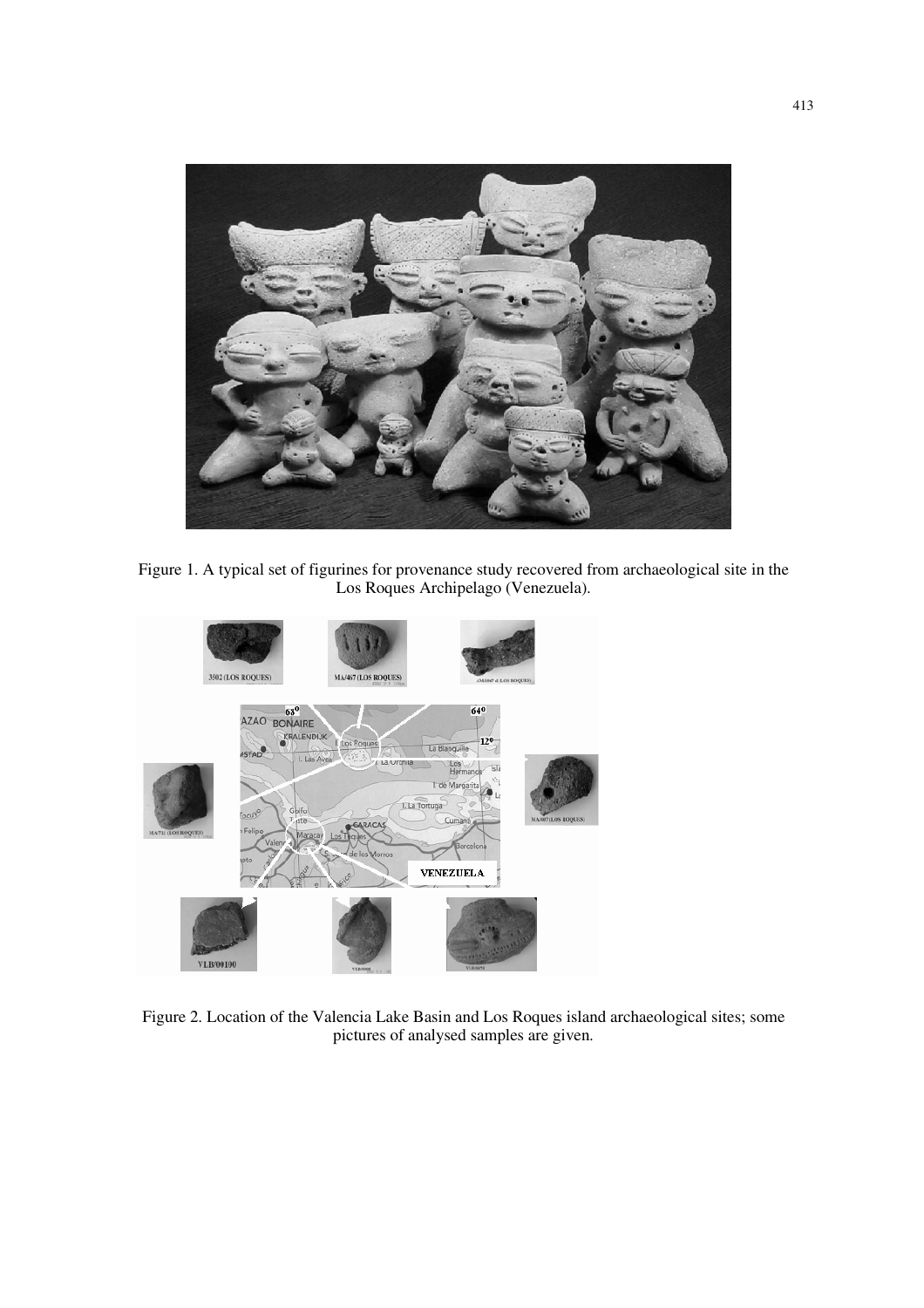Figure 1. A typical set of figurines for provenance study recovered from archaeological site in the Los Roques Archipelago (Venezuela).

Figure 2. Location of the Valencia Lake Basin and Los Roques island archaeological sites; some pictures of analysed samples are given.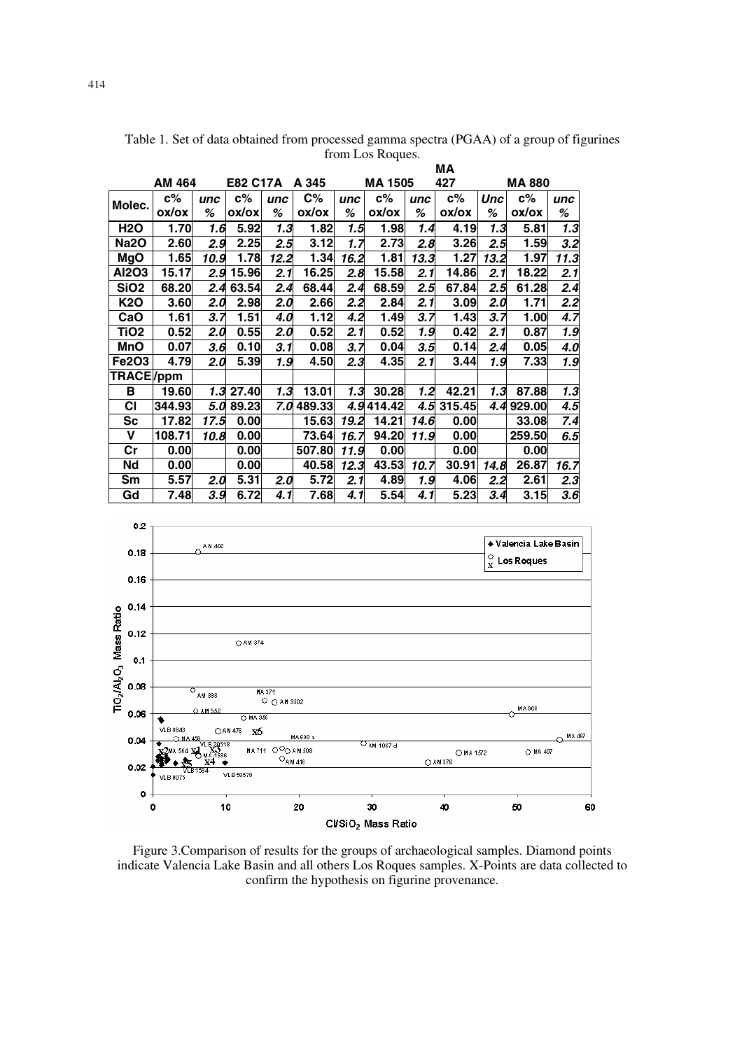Table 1. Set of data obtained from processed gamma spectra (PGAA) of a group of figurines from Los Roques.

| Molec. | AM 464 | | E82 C17A | | A 345 | | MA 1505 | | MA 427 | | MA 880 | |
|---|---|---|---|---|---|---|---|---|---|---|---|---|
| | c% ox/ox | unc % | c% ox/ox | unc % | C% ox/ox | unc % | c% ox/ox | unc % | c% ox/ox | Unc % | c% ox/ox | unc % |
| H2O | 1.70 | 1.6 | 5.92 | 1.3 | 1.82 | 1.5 | 1.98 | 1.4 | 4.19 | 1.3 | 5.81 | 1.3 |
| Na2O | 2.60 | 2.9 | 2.25 | 2.5 | 3.12 | 1.7 | 2.73 | 2.8 | 3.26 | 2.5 | 1.59 | 3.2 |
| MgO | 1.65 | 10.9 | 1.78 | 12.2 | 1.34 | 16.2 | 1.81 | 13.3 | 1.27 | 13.2 | 1.97 | 11.3 |
| Al2O3 | 15.17 | 2.9 | 15.96 | 2.1 | 16.25 | 2.8 | 15.58 | 2.1 | 14.86 | 2.1 | 18.22 | 2.1 |
| SiO2 | 68.20 | 2.4 | 63.54 | 2.4 | 68.44 | 2.4 | 68.59 | 2.5 | 67.84 | 2.5 | 61.28 | 2.4 |
| K2O | 3.60 | 2.0 | 2.98 | 2.0 | 2.66 | 2.2 | 2.84 | 2.1 | 3.09 | 2.0 | 1.71 | 2.2 |
| CaO | 1.61 | 3.7 | 1.51 | 4.0 | 1.12 | 4.2 | 1.49 | 3.7 | 1.43 | 3.7 | 1.00 | 4.7 |
| TiO2 | 0.52 | 2.0 | 0.55 | 2.0 | 0.52 | 2.1 | 0.52 | 1.9 | 0.42 | 2.1 | 0.87 | 1.9 |
| MnO | 0.07 | 3.6 | 0.10 | 3.1 | 0.08 | 3.7 | 0.04 | 3.5 | 0.14 | 2.4 | 0.05 | 4.0 |
| Fe2O3 | 4.79 | 2.0 | 5.39 | 1.9 | 4.50 | 2.3 | 4.35 | 2.1 | 3.44 | 1.9 | 7.33 | 1.9 |
| TRACE/ppm | | | | | | | | | | | | |
| B | 19.60 | 1.3 | 27.40 | 1.3 | 13.01 | 1.3 | 30.28 | 1.2 | 42.21 | 1.3 | 87.88 | 1.3 |
| Cl | 344.93 | 5.0 | 89.23 | 7.0 | 489.33 | 4.9 | 414.42 | 4.5 | 315.45 | 4.4 | 929.00 | 4.5 |
| Sc | 17.82 | 17.5 | 0.00 | | 15.63 | 19.2 | 14.21 | 14.6 | 0.00 | | 33.08 | 7.4 |
| V | 108.71 | 10.8 | 0.00 | | 73.64 | 16.7 | 94.20 | 11.9 | 0.00 | | 259.50 | 6.5 |
| Cr | 0.00 | | 0.00 | | 507.80 | 11.9 | 0.00 | | 0.00 | | 0.00 | |
| Nd | 0.00 | | 0.00 | | 40.58 | 12.3 | 43.53 | 10.7 | 30.91 | 14.8 | 26.87 | 16.7 |
| Sm | 5.57 | 2.0 | 5.31 | 2.0 | 5.72 | 2.1 | 4.89 | 1.9 | 4.06 | 2.2 | 2.61 | 2.3 |
| Gd | 7.48 | 3.9 | 6.72 | 4.1 | 7.68 | 4.1 | 5.54 | 4.1 | 5.23 | 3.4 | 3.15 | 3.6 |

Figure 3.Comparison of results for the groups of archaeological samples. Diamond points indicate Valencia Lake Basin and all others Los Roques samples. X-Points are data collected to confirm the hypothesis on figurine provenance.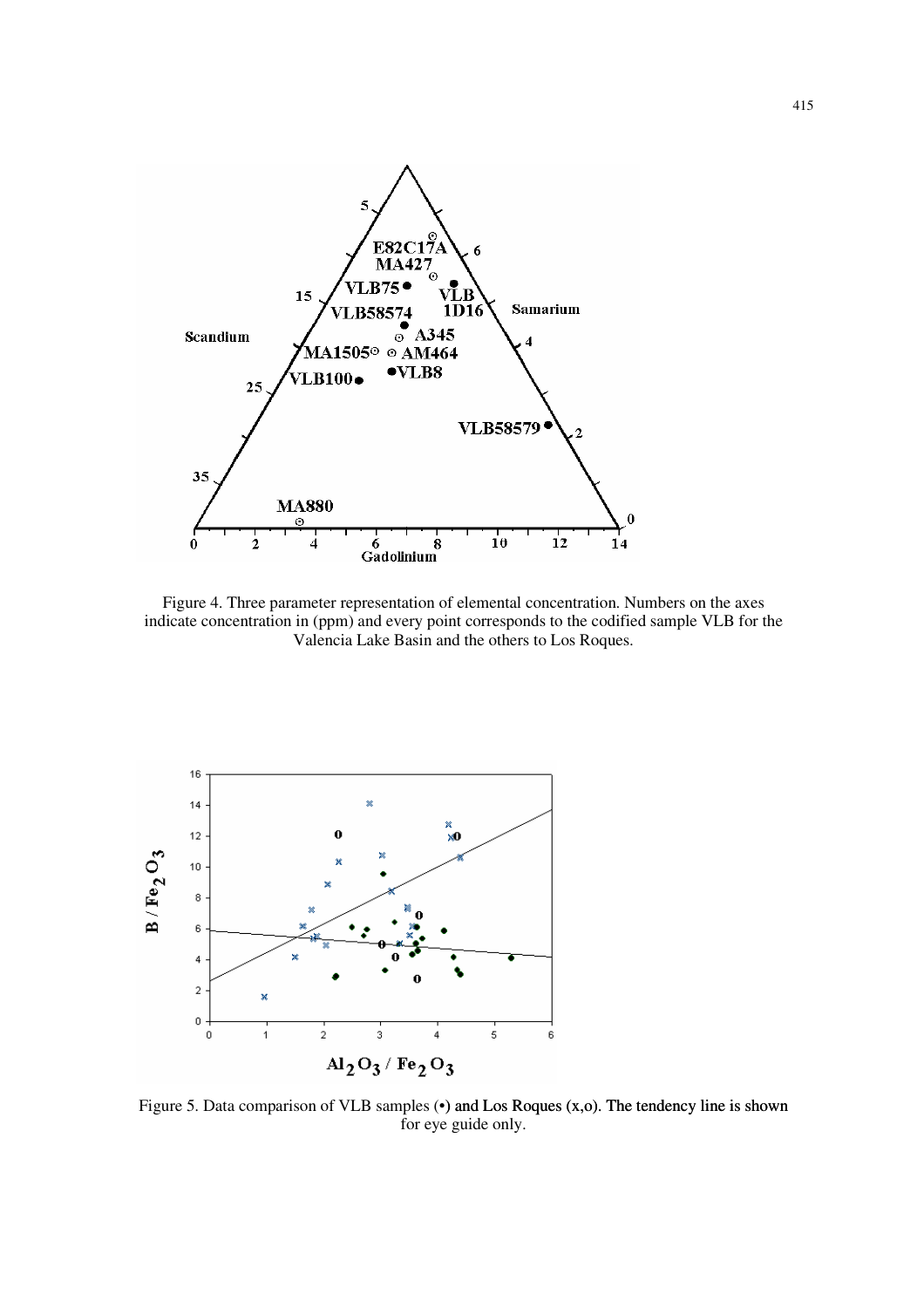Figure 4. Three parameter representation of elemental concentration. Numbers on the axes indicate concentration in (ppm) and every point corresponds to the codified sample VLB for the Valencia Lake Basin and the others to Los Roques.

Figure 5. Data comparison of VLB samples (•) and Los Roques (x,o). The tendency line is shown for eye guide only.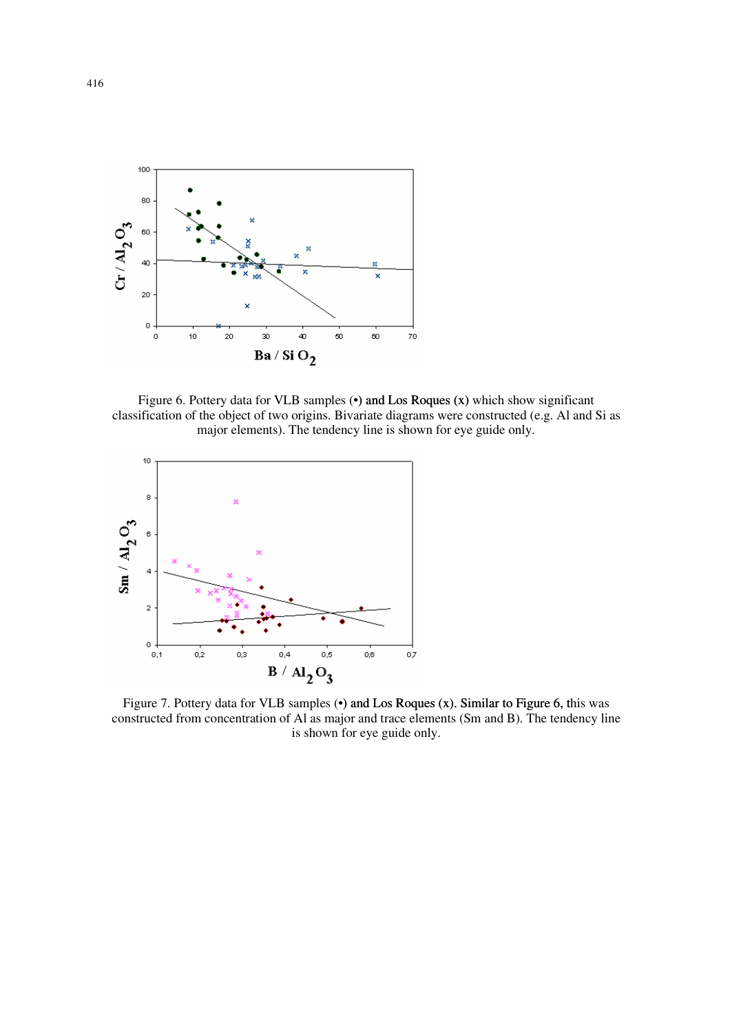100

80

60

40

20

0

0 10 20 30 40 50 60 70

$Cr / Al_2O_3$

$Ba / SiO_2$

Figure 6. Pottery data for VLB samples (•) and Los Roques (x) which show significant classification of the object of two origins. Bivariate diagrams were constructed (e.g. Al and Si as major elements). The tendency line is shown for eye guide only.

10

8

6

4

2

0

0,1 0,2 0,3 0,4 0,5 0,6 0,7

$Sm / Al_2O_3$

$B / Al_2O_3$

Figure 7. Pottery data for VLB samples (•) and Los Roques (x). Similar to Figure 6, this was constructed from concentration of Al as major and trace elements (Sm and B). The tendency line is shown for eye guide only.